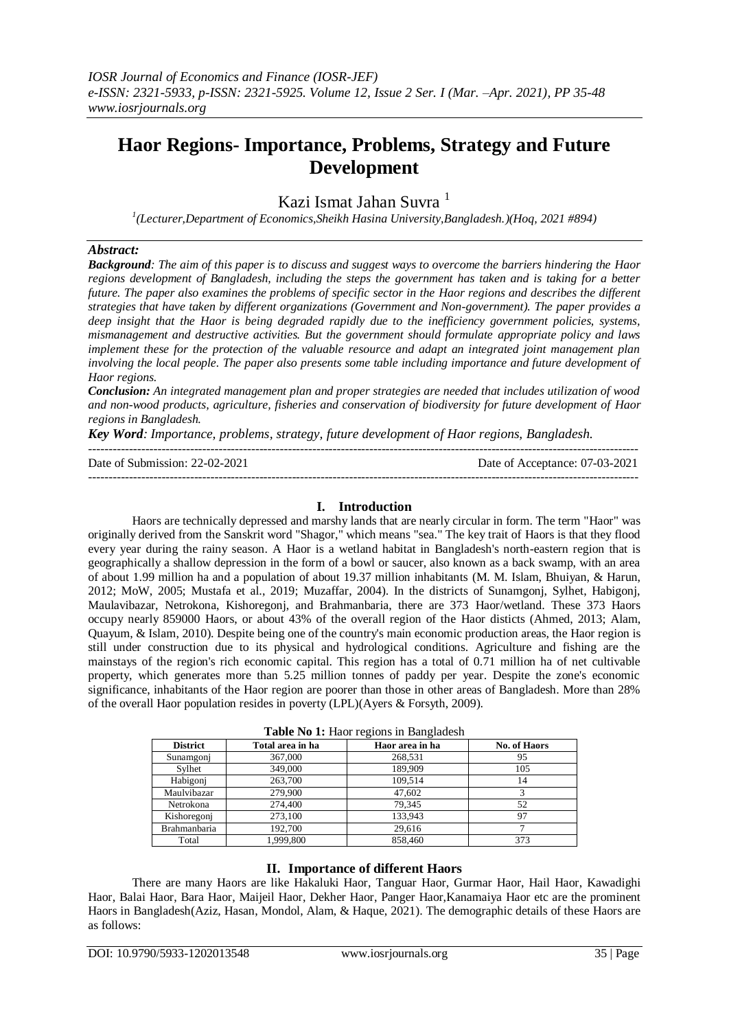*IOSR Journal of Economics and Finance (IOSR-JEF)*
*e-ISSN: 2321-5933, p-ISSN: 2321-5925. Volume 12, Issue 2 Ser. I (Mar. –Apr. 2021), PP 35-48*
*www.iosrjournals.org*

# Haor Regions- Importance, Problems, Strategy and Future Development

Kazi Ismat Jahan Suvra [1]

[1](Lecturer,Department of Economics,Sheikh Hasina University,Bangladesh.)(Hoq, 2021 #894)

***Abstract:***

***Background**: The aim of this paper is to discuss and suggest ways to overcome the barriers hindering the Haor regions development of Bangladesh, including the steps the government has taken and is taking for a better future. The paper also examines the problems of specific sector in the Haor regions and describes the different strategies that have taken by different organizations (Government and Non-government). The paper provides a deep insight that the Haor is being degraded rapidly due to the inefficiency government policies, systems, mismanagement and destructive activities. But the government should formulate appropriate policy and laws implement these for the protection of the valuable resource and adapt an integrated joint management plan involving the local people. The paper also presents some table including importance and future development of Haor regions.*

***Conclusion:** An integrated management plan and proper strategies are needed that includes utilization of wood and non-wood products, agriculture, fisheries and conservation of biodiversity for future development of Haor regions in Bangladesh.*

***Key Word**: Importance, problems, strategy, future development of Haor regions, Bangladesh.*

---

Date of Submission: 22-02-2021 Date of Acceptance: 07-03-2021

---

## I. Introduction

Haors are technically depressed and marshy lands that are nearly circular in form. The term "Haor" was originally derived from the Sanskrit word "Shagor," which means "sea." The key trait of Haors is that they flood every year during the rainy season. A Haor is a wetland habitat in Bangladesh's north-eastern region that is geographically a shallow depression in the form of a bowl or saucer, also known as a back swamp, with an area of about 1.99 million ha and a population of about 19.37 million inhabitants (M. M. Islam, Bhuiyan, & Harun, 2012; MoW, 2005; Mustafa et al., 2019; Muzaffar, 2004). In the districts of Sunamgonj, Sylhet, Habigonj, Maulavibazar, Netrokona, Kishoregonj, and Brahmanbaria, there are 373 Haor/wetland. These 373 Haors occupy nearly 859000 Haors, or about 43% of the overall region of the Haor disticts (Ahmed, 2013; Alam, Quayum, & Islam, 2010). Despite being one of the country's main economic production areas, the Haor region is still under construction due to its physical and hydrological conditions. Agriculture and fishing are the mainstays of the region's rich economic capital. This region has a total of 0.71 million ha of net cultivable property, which generates more than 5.25 million tonnes of paddy per year. Despite the zone's economic significance, inhabitants of the Haor region are poorer than those in other areas of Bangladesh. More than 28% of the overall Haor population resides in poverty (LPL)(Ayers & Forsyth, 2009).

**Table No 1:** Haor regions in Bangladesh

| District | Total area in ha | Haor area in ha | No. of Haors |
|---|---|---|---|
| Sunamgonj | 367,000 | 268,531 | 95 |
| Sylhet | 349,000 | 189,909 | 105 |
| Habigonj | 263,700 | 109,514 | 14 |
| Maulvibazar | 279,900 | 47,602 | 3 |
| Netrokona | 274,400 | 79,345 | 52 |
| Kishoregonj | 273,100 | 133,943 | 97 |
| Brahmanbaria | 192,700 | 29,616 | 7 |
| Total | 1,999,800 | 858,460 | 373 |

## II. Importance of different Haors

There are many Haors are like Hakaluki Haor, Tanguar Haor, Gurmar Haor, Hail Haor, Kawadighi Haor, Balai Haor, Bara Haor, Maijeil Haor, Dekher Haor, Panger Haor,Kanamaiya Haor etc are the prominent Haors in Bangladesh(Aziz, Hasan, Mondol, Alam, & Haque, 2021). The demographic details of these Haors are as follows: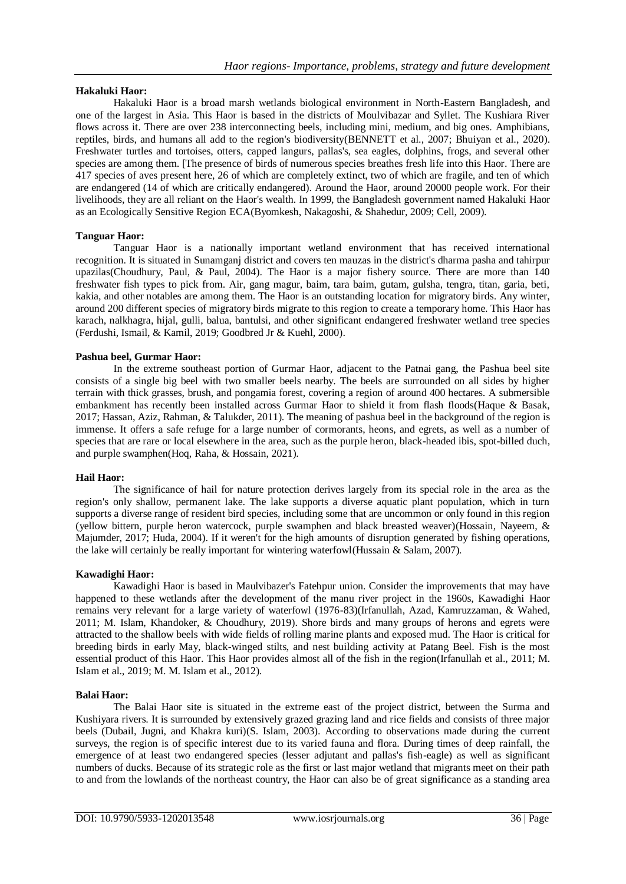**Hakaluki Haor:**

Hakaluki Haor is a broad marsh wetlands biological environment in North-Eastern Bangladesh, and one of the largest in Asia. This Haor is based in the districts of Moulvibazar and Syllet. The Kushiara River flows across it. There are over 238 interconnecting beels, including mini, medium, and big ones. Amphibians, reptiles, birds, and humans all add to the region's biodiversity(BENNETT et al., 2007; Bhuiyan et al., 2020). Freshwater turtles and tortoises, otters, capped langurs, pallas's, sea eagles, dolphins, frogs, and several other species are among them. [The presence of birds of numerous species breathes fresh life into this Haor. There are 417 species of aves present here, 26 of which are completely extinct, two of which are fragile, and ten of which are endangered (14 of which are critically endangered). Around the Haor, around 20000 people work. For their livelihoods, they are all reliant on the Haor's wealth. In 1999, the Bangladesh government named Hakaluki Haor as an Ecologically Sensitive Region ECA(Byomkesh, Nakagoshi, & Shahedur, 2009; Cell, 2009).

**Tanguar Haor:**

Tanguar Haor is a nationally important wetland environment that has received international recognition. It is situated in Sunamganj district and covers ten mauzas in the district's dharma pasha and tahirpur upazilas(Choudhury, Paul, & Paul, 2004). The Haor is a major fishery source. There are more than 140 freshwater fish types to pick from. Air, gang magur, baim, tara baim, gutam, gulsha, tengra, titan, garia, beti, kakia, and other notables are among them. The Haor is an outstanding location for migratory birds. Any winter, around 200 different species of migratory birds migrate to this region to create a temporary home. This Haor has karach, nalkhagra, hijal, gulli, balua, bantulsi, and other significant endangered freshwater wetland tree species (Ferdushi, Ismail, & Kamil, 2019; Goodbred Jr & Kuehl, 2000).

**Pashua beel, Gurmar Haor:**

In the extreme southeast portion of Gurmar Haor, adjacent to the Patnai gang, the Pashua beel site consists of a single big beel with two smaller beels nearby. The beels are surrounded on all sides by higher terrain with thick grasses, brush, and pongamia forest, covering a region of around 400 hectares. A submersible embankment has recently been installed across Gurmar Haor to shield it from flash floods(Haque & Basak, 2017; Hassan, Aziz, Rahman, & Talukder, 2011). The meaning of pashua beel in the background of the region is immense. It offers a safe refuge for a large number of cormorants, heons, and egrets, as well as a number of species that are rare or local elsewhere in the area, such as the purple heron, black-headed ibis, spot-billed duch, and purple swamphen(Hoq, Raha, & Hossain, 2021).

**Hail Haor:**

The significance of hail for nature protection derives largely from its special role in the area as the region's only shallow, permanent lake. The lake supports a diverse aquatic plant population, which in turn supports a diverse range of resident bird species, including some that are uncommon or only found in this region (yellow bittern, purple heron watercock, purple swamphen and black breasted weaver)(Hossain, Nayeem, & Majumder, 2017; Huda, 2004). If it weren't for the high amounts of disruption generated by fishing operations, the lake will certainly be really important for wintering waterfowl(Hussain & Salam, 2007).

**Kawadighi Haor:**

Kawadighi Haor is based in Maulvibazer's Fatehpur union. Consider the improvements that may have happened to these wetlands after the development of the manu river project in the 1960s, Kawadighi Haor remains very relevant for a large variety of waterfowl (1976-83)(Irfanullah, Azad, Kamruzzaman, & Wahed, 2011; M. Islam, Khandoker, & Choudhury, 2019). Shore birds and many groups of herons and egrets were attracted to the shallow beels with wide fields of rolling marine plants and exposed mud. The Haor is critical for breeding birds in early May, black-winged stilts, and nest building activity at Patang Beel. Fish is the most essential product of this Haor. This Haor provides almost all of the fish in the region(Irfanullah et al., 2011; M. Islam et al., 2019; M. M. Islam et al., 2012).

**Balai Haor:**

The Balai Haor site is situated in the extreme east of the project district, between the Surma and Kushiyara rivers. It is surrounded by extensively grazed grazing land and rice fields and consists of three major beels (Dubail, Jugni, and Khakra kuri)(S. Islam, 2003). According to observations made during the current surveys, the region is of specific interest due to its varied fauna and flora. During times of deep rainfall, the emergence of at least two endangered species (lesser adjutant and pallas's fish-eagle) as well as significant numbers of ducks. Because of its strategic role as the first or last major wetland that migrants meet on their path to and from the lowlands of the northeast country, the Haor can also be of great significance as a standing area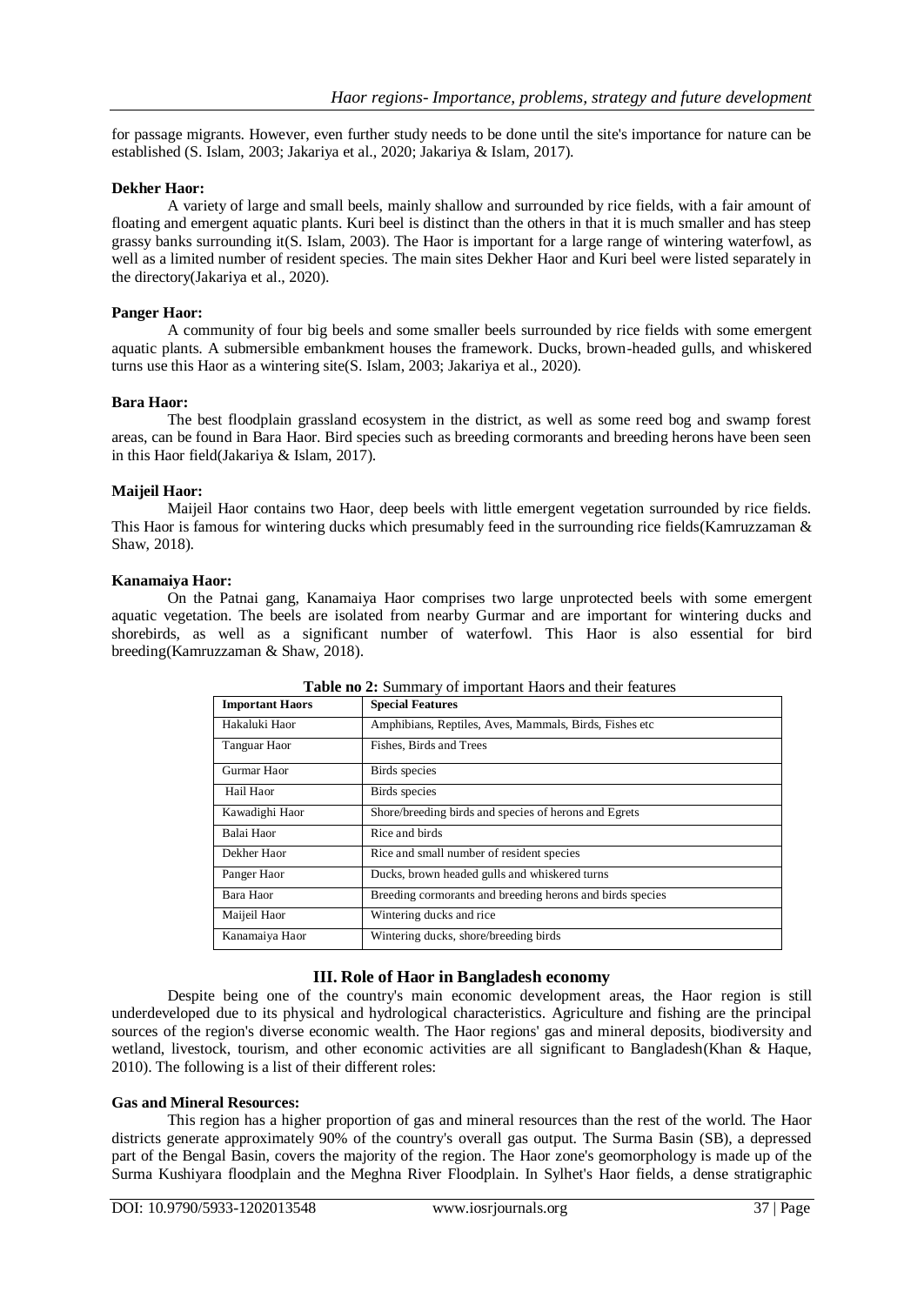for passage migrants. However, even further study needs to be done until the site's importance for nature can be established (S. Islam, 2003; Jakariya et al., 2020; Jakariya & Islam, 2017).

**Dekher Haor:**

A variety of large and small beels, mainly shallow and surrounded by rice fields, with a fair amount of floating and emergent aquatic plants. Kuri beel is distinct than the others in that it is much smaller and has steep grassy banks surrounding it(S. Islam, 2003). The Haor is important for a large range of wintering waterfowl, as well as a limited number of resident species. The main sites Dekher Haor and Kuri beel were listed separately in the directory(Jakariya et al., 2020).

**Panger Haor:**

A community of four big beels and some smaller beels surrounded by rice fields with some emergent aquatic plants. A submersible embankment houses the framework. Ducks, brown-headed gulls, and whiskered turns use this Haor as a wintering site(S. Islam, 2003; Jakariya et al., 2020).

**Bara Haor:**

The best floodplain grassland ecosystem in the district, as well as some reed bog and swamp forest areas, can be found in Bara Haor. Bird species such as breeding cormorants and breeding herons have been seen in this Haor field(Jakariya & Islam, 2017).

**Maijeil Haor:**

Maijeil Haor contains two Haor, deep beels with little emergent vegetation surrounded by rice fields. This Haor is famous for wintering ducks which presumably feed in the surrounding rice fields(Kamruzzaman & Shaw, 2018).

**Kanamaiya Haor:**

On the Patnai gang, Kanamaiya Haor comprises two large unprotected beels with some emergent aquatic vegetation. The beels are isolated from nearby Gurmar and are important for wintering ducks and shorebirds, as well as a significant number of waterfowl. This Haor is also essential for bird breeding(Kamruzzaman & Shaw, 2018).

**Table no 2:** Summary of important Haors and their features

| Important Haors | Special Features |
|---|---|
| Hakaluki Haor | Amphibians, Reptiles, Aves, Mammals, Birds, Fishes etc |
| Tanguar Haor | Fishes, Birds and Trees |
| Gurmar Haor | Birds species |
| Hail Haor | Birds species |
| Kawadighi Haor | Shore/breeding birds and species of herons and Egrets |
| Balai Haor | Rice and birds |
| Dekher Haor | Rice and small number of resident species |
| Panger Haor | Ducks, brown headed gulls and whiskered turns |
| Bara Haor | Breeding cormorants and breeding herons and birds species |
| Maijeil Haor | Wintering ducks and rice |
| Kanamaiya Haor | Wintering ducks, shore/breeding birds |

## III. Role of Haor in Bangladesh economy

Despite being one of the country's main economic development areas, the Haor region is still underdeveloped due to its physical and hydrological characteristics. Agriculture and fishing are the principal sources of the region's diverse economic wealth. The Haor regions' gas and mineral deposits, biodiversity and wetland, livestock, tourism, and other economic activities are all significant to Bangladesh(Khan & Haque, 2010). The following is a list of their different roles:

**Gas and Mineral Resources:**

This region has a higher proportion of gas and mineral resources than the rest of the world. The Haor districts generate approximately 90% of the country's overall gas output. The Surma Basin (SB), a depressed part of the Bengal Basin, covers the majority of the region. The Haor zone's geomorphology is made up of the Surma Kushiyara floodplain and the Meghna River Floodplain. In Sylhet's Haor fields, a dense stratigraphic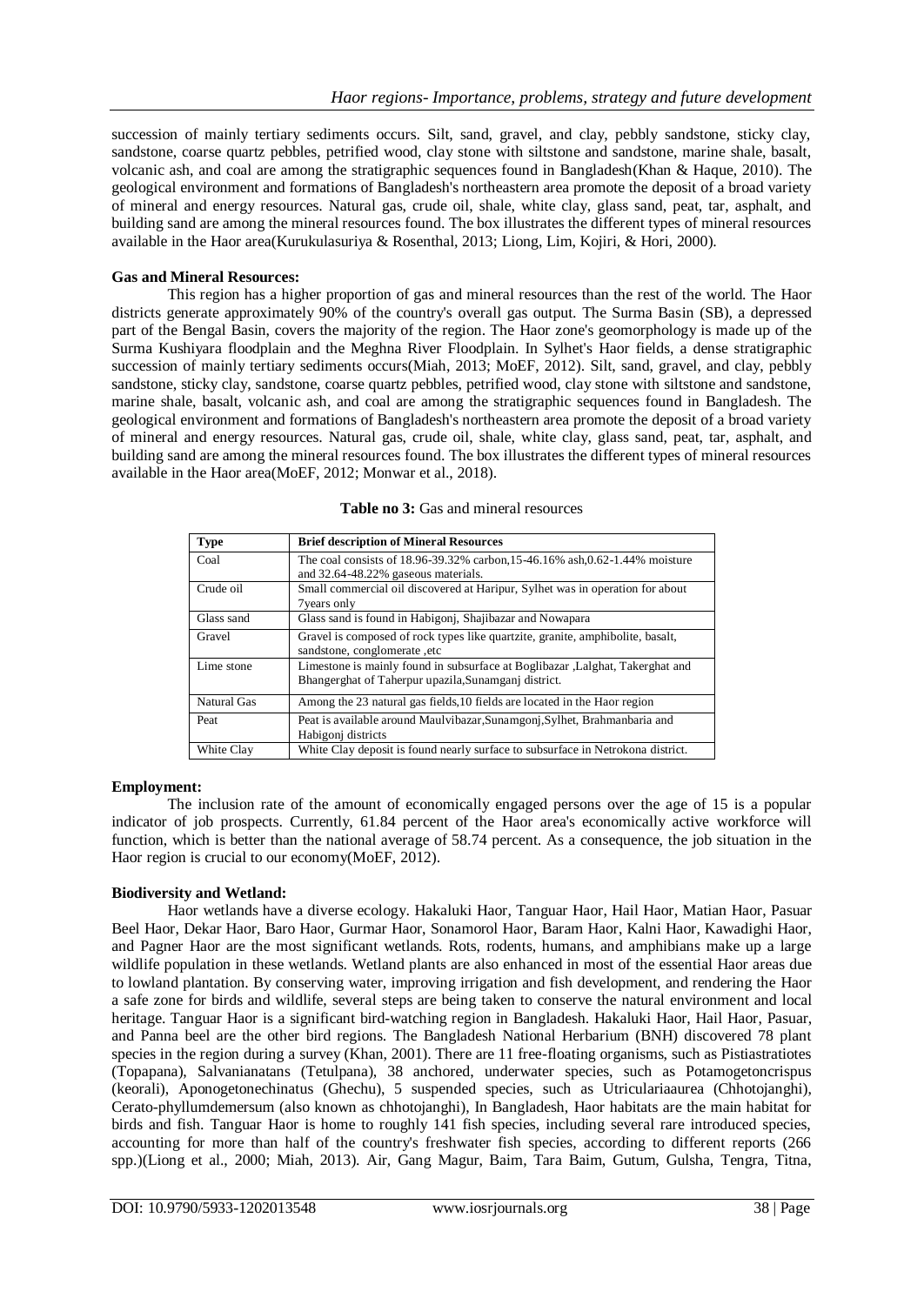succession of mainly tertiary sediments occurs. Silt, sand, gravel, and clay, pebbly sandstone, sticky clay, sandstone, coarse quartz pebbles, petrified wood, clay stone with siltstone and sandstone, marine shale, basalt, volcanic ash, and coal are among the stratigraphic sequences found in Bangladesh(Khan & Haque, 2010). The geological environment and formations of Bangladesh's northeastern area promote the deposit of a broad variety of mineral and energy resources. Natural gas, crude oil, shale, white clay, glass sand, peat, tar, asphalt, and building sand are among the mineral resources found. The box illustrates the different types of mineral resources available in the Haor area(Kurukulasuriya & Rosenthal, 2013; Liong, Lim, Kojiri, & Hori, 2000).

**Gas and Mineral Resources:**

This region has a higher proportion of gas and mineral resources than the rest of the world. The Haor districts generate approximately 90% of the country's overall gas output. The Surma Basin (SB), a depressed part of the Bengal Basin, covers the majority of the region. The Haor zone's geomorphology is made up of the Surma Kushiyara floodplain and the Meghna River Floodplain. In Sylhet's Haor fields, a dense stratigraphic succession of mainly tertiary sediments occurs(Miah, 2013; MoEF, 2012). Silt, sand, gravel, and clay, pebbly sandstone, sticky clay, sandstone, coarse quartz pebbles, petrified wood, clay stone with siltstone and sandstone, marine shale, basalt, volcanic ash, and coal are among the stratigraphic sequences found in Bangladesh. The geological environment and formations of Bangladesh's northeastern area promote the deposit of a broad variety of mineral and energy resources. Natural gas, crude oil, shale, white clay, glass sand, peat, tar, asphalt, and building sand are among the mineral resources found. The box illustrates the different types of mineral resources available in the Haor area(MoEF, 2012; Monwar et al., 2018).

**Table no 3:** Gas and mineral resources

| Type | Brief description of Mineral Resources |
|---|---|
| Coal | The coal consists of 18.96-39.32% carbon,15-46.16% ash,0.62-1.44% moisture and 32.64-48.22% gaseous materials. |
| Crude oil | Small commercial oil discovered at Haripur, Sylhet was in operation for about 7years only |
| Glass sand | Glass sand is found in Habigonj, Shajibazar and Nowapara |
| Gravel | Gravel is composed of rock types like quartzite, granite, amphibolite, basalt, sandstone, conglomerate ,etc |
| Lime stone | Limestone is mainly found in subsurface at Boglibazar ,Lalghat, Takerghat and Bhangerghat of Taherpur upazila,Sunamganj district. |
| Natural Gas | Among the 23 natural gas fields,10 fields are located in the Haor region |
| Peat | Peat is available around Maulvibazar,Sunamgonj,Sylhet, Brahmanbaria and Habigonj districts |
| White Clay | White Clay deposit is found nearly surface to subsurface in Netrokona district. |

**Employment:**

The inclusion rate of the amount of economically engaged persons over the age of 15 is a popular indicator of job prospects. Currently, 61.84 percent of the Haor area's economically active workforce will function, which is better than the national average of 58.74 percent. As a consequence, the job situation in the Haor region is crucial to our economy(MoEF, 2012).

**Biodiversity and Wetland:**

Haor wetlands have a diverse ecology. Hakaluki Haor, Tanguar Haor, Hail Haor, Matian Haor, Pasuar Beel Haor, Dekar Haor, Baro Haor, Gurmar Haor, Sonamorol Haor, Baram Haor, Kalni Haor, Kawadighi Haor, and Pagner Haor are the most significant wetlands. Rots, rodents, humans, and amphibians make up a large wildlife population in these wetlands. Wetland plants are also enhanced in most of the essential Haor areas due to lowland plantation. By conserving water, improving irrigation and fish development, and rendering the Haor a safe zone for birds and wildlife, several steps are being taken to conserve the natural environment and local heritage. Tanguar Haor is a significant bird-watching region in Bangladesh. Hakaluki Haor, Hail Haor, Pasuar, and Panna beel are the other bird regions. The Bangladesh National Herbarium (BNH) discovered 78 plant species in the region during a survey (Khan, 2001). There are 11 free-floating organisms, such as Pistiastratiotes (Topapana), Salvanianatans (Tetulpana), 38 anchored, underwater species, such as Potamogetoncrispus (keorali), Aponogetonechinatus (Ghechu), 5 suspended species, such as Utriculariaaurea (Chhotojanghi), Cerato-phyllumdemersum (also known as chhotojanghi), In Bangladesh, Haor habitats are the main habitat for birds and fish. Tanguar Haor is home to roughly 141 fish species, including several rare introduced species, accounting for more than half of the country's freshwater fish species, according to different reports (266 spp.)(Liong et al., 2000; Miah, 2013). Air, Gang Magur, Baim, Tara Baim, Gutum, Gulsha, Tengra, Titna,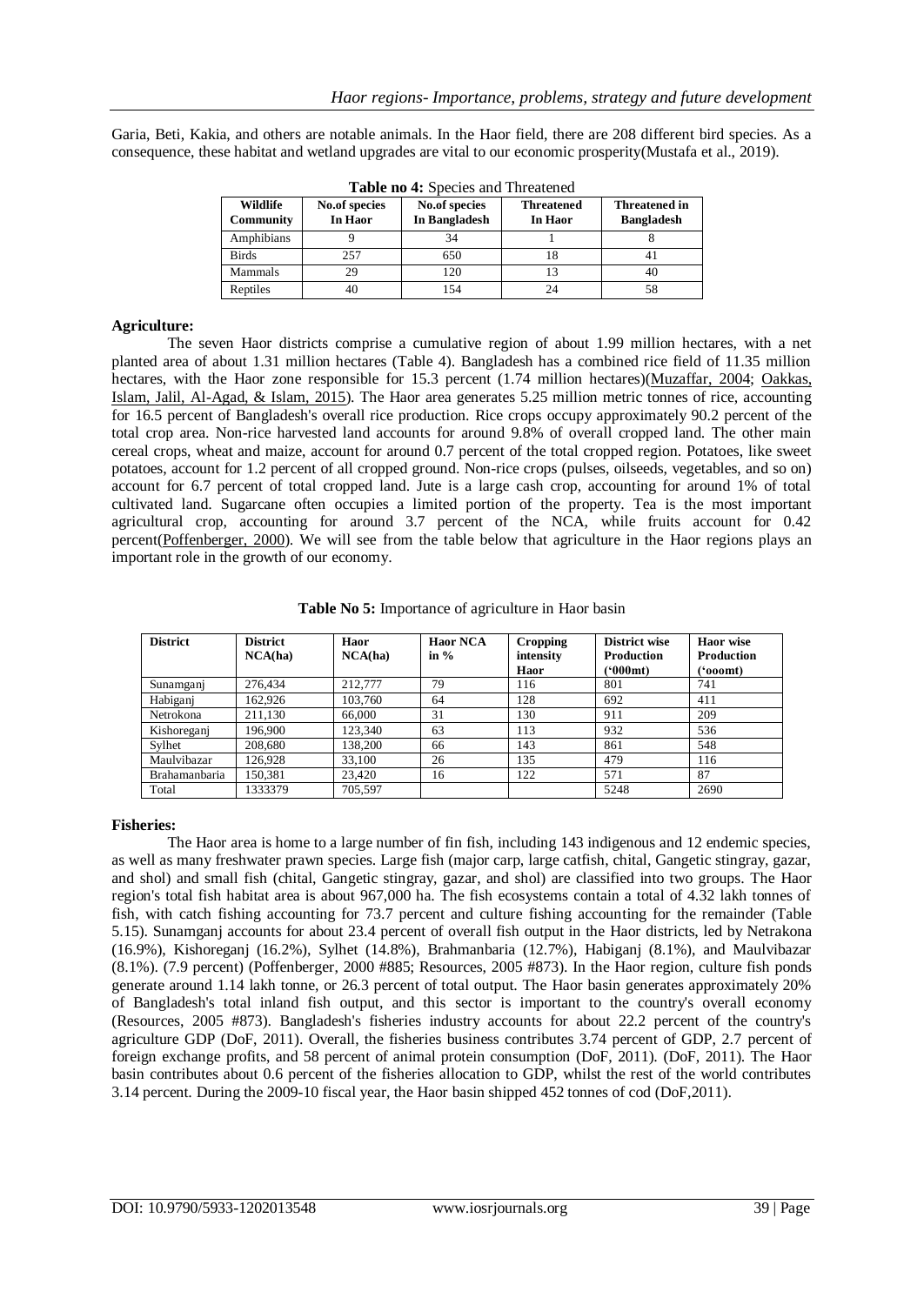Garia, Beti, Kakia, and others are notable animals. In the Haor field, there are 208 different bird species. As a consequence, these habitat and wetland upgrades are vital to our economic prosperity(Mustafa et al., 2019).

**Table no 4:** Species and Threatened

| Wildlife Community | No.of species In Haor | No.of species In Bangladesh | Threatened In Haor | Threatened in Bangladesh |
|---|---|---|---|---|
| Amphibians | 9 | 34 | 1 | 8 |
| Birds | 257 | 650 | 18 | 41 |
| Mammals | 29 | 120 | 13 | 40 |
| Reptiles | 40 | 154 | 24 | 58 |

**Agriculture:**

The seven Haor districts comprise a cumulative region of about 1.99 million hectares, with a net planted area of about 1.31 million hectares (Table 4). Bangladesh has a combined rice field of 11.35 million hectares, with the Haor zone responsible for 15.3 percent (1.74 million hectares)(Muzaffar, 2004; Oakkas, Islam, Jalil, Al-Agad, & Islam, 2015). The Haor area generates 5.25 million metric tonnes of rice, accounting for 16.5 percent of Bangladesh's overall rice production. Rice crops occupy approximately 90.2 percent of the total crop area. Non-rice harvested land accounts for around 9.8% of overall cropped land. The other main cereal crops, wheat and maize, account for around 0.7 percent of the total cropped region. Potatoes, like sweet potatoes, account for 1.2 percent of all cropped ground. Non-rice crops (pulses, oilseeds, vegetables, and so on) account for 6.7 percent of total cropped land. Jute is a large cash crop, accounting for around 1% of total cultivated land. Sugarcane often occupies a limited portion of the property. Tea is the most important agricultural crop, accounting for around 3.7 percent of the NCA, while fruits account for 0.42 percent(Poffenberger, 2000). We will see from the table below that agriculture in the Haor regions plays an important role in the growth of our economy.

**Table No 5:** Importance of agriculture in Haor basin

| District | District NCA(ha) | Haor NCA(ha) | Haor NCA in % | Cropping intensity Haor | District wise Production ('000mt) | Haor wise Production ('ooomt) |
|---|---|---|---|---|---|---|
| Sunamganj | 276,434 | 212,777 | 79 | 116 | 801 | 741 |
| Habiganj | 162,926 | 103,760 | 64 | 128 | 692 | 411 |
| Netrokona | 211,130 | 66,000 | 31 | 130 | 911 | 209 |
| Kishoreganj | 196,900 | 123,340 | 63 | 113 | 932 | 536 |
| Sylhet | 208,680 | 138,200 | 66 | 143 | 861 | 548 |
| Maulvibazar | 126,928 | 33,100 | 26 | 135 | 479 | 116 |
| Brahamanbaria | 150,381 | 23,420 | 16 | 122 | 571 | 87 |
| Total | 1333379 | 705,597 | | | 5248 | 2690 |

**Fisheries:**

The Haor area is home to a large number of fin fish, including 143 indigenous and 12 endemic species, as well as many freshwater prawn species. Large fish (major carp, large catfish, chital, Gangetic stingray, gazar, and shol) and small fish (chital, Gangetic stingray, gazar, and shol) are classified into two groups. The Haor region's total fish habitat area is about 967,000 ha. The fish ecosystems contain a total of 4.32 lakh tonnes of fish, with catch fishing accounting for 73.7 percent and culture fishing accounting for the remainder (Table 5.15). Sunamganj accounts for about 23.4 percent of overall fish output in the Haor districts, led by Netrakona (16.9%), Kishoreganj (16.2%), Sylhet (14.8%), Brahmanbaria (12.7%), Habiganj (8.1%), and Maulvibazar (8.1%). (7.9 percent) (Poffenberger, 2000 #885; Resources, 2005 #873). In the Haor region, culture fish ponds generate around 1.14 lakh tonne, or 26.3 percent of total output. The Haor basin generates approximately 20% of Bangladesh's total inland fish output, and this sector is important to the country's overall economy (Resources, 2005 #873). Bangladesh's fisheries industry accounts for about 22.2 percent of the country's agriculture GDP (DoF, 2011). Overall, the fisheries business contributes 3.74 percent of GDP, 2.7 percent of foreign exchange profits, and 58 percent of animal protein consumption (DoF, 2011). (DoF, 2011). The Haor basin contributes about 0.6 percent of the fisheries allocation to GDP, whilst the rest of the world contributes 3.14 percent. During the 2009-10 fiscal year, the Haor basin shipped 452 tonnes of cod (DoF,2011).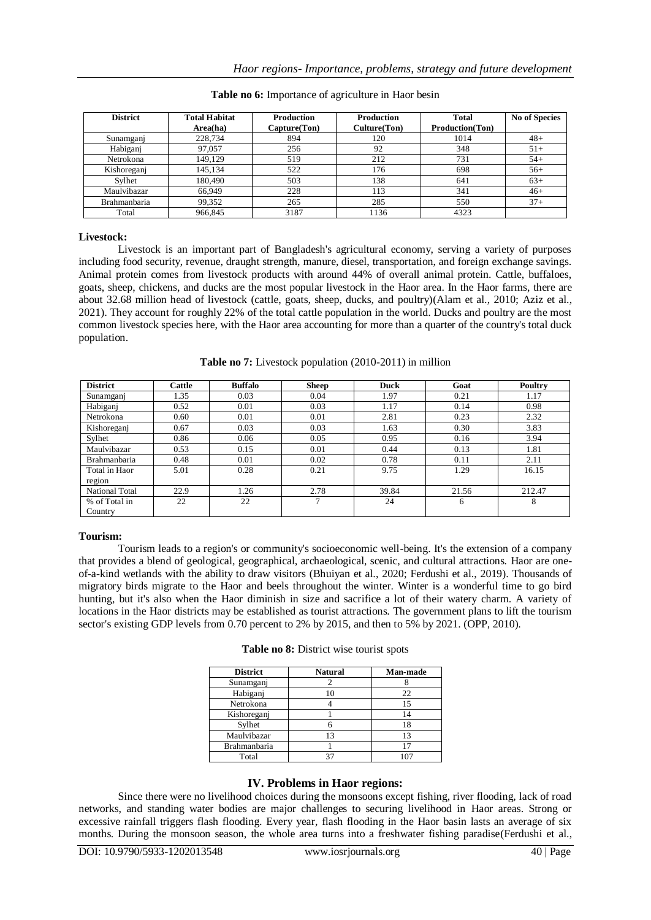**Table no 6:** Importance of agriculture in Haor besin

| District | Total Habitat Area(ha) | Production Capture(Ton) | Production Culture(Ton) | Total Production(Ton) | No of Species |
|---|---|---|---|---|---|
| Sunamganj | 228,734 | 894 | 120 | 1014 | 48+ |
| Habiganj | 97,057 | 256 | 92 | 348 | 51+ |
| Netrokona | 149,129 | 519 | 212 | 731 | 54+ |
| Kishoreganj | 145,134 | 522 | 176 | 698 | 56+ |
| Sylhet | 180,490 | 503 | 138 | 641 | 63+ |
| Maulvibazar | 66,949 | 228 | 113 | 341 | 46+ |
| Brahmanbaria | 99,352 | 265 | 285 | 550 | 37+ |
| Total | 966,845 | 3187 | 1136 | 4323 | |

**Livestock:**

Livestock is an important part of Bangladesh's agricultural economy, serving a variety of purposes including food security, revenue, draught strength, manure, diesel, transportation, and foreign exchange savings. Animal protein comes from livestock products with around 44% of overall animal protein. Cattle, buffaloes, goats, sheep, chickens, and ducks are the most popular livestock in the Haor area. In the Haor farms, there are about 32.68 million head of livestock (cattle, goats, sheep, ducks, and poultry)(Alam et al., 2010; Aziz et al., 2021). They account for roughly 22% of the total cattle population in the world. Ducks and poultry are the most common livestock species here, with the Haor area accounting for more than a quarter of the country's total duck population.

**Table no 7:** Livestock population (2010-2011) in million

| District | Cattle | Buffalo | Sheep | Duck | Goat | Poultry |
|---|---|---|---|---|---|---|
| Sunamganj | 1.35 | 0.03 | 0.04 | 1.97 | 0.21 | 1.17 |
| Habiganj | 0.52 | 0.01 | 0.03 | 1.17 | 0.14 | 0.98 |
| Netrokona | 0.60 | 0.01 | 0.01 | 2.81 | 0.23 | 2.32 |
| Kishoreganj | 0.67 | 0.03 | 0.03 | 1.63 | 0.30 | 3.83 |
| Sylhet | 0.86 | 0.06 | 0.05 | 0.95 | 0.16 | 3.94 |
| Maulvibazar | 0.53 | 0.15 | 0.01 | 0.44 | 0.13 | 1.81 |
| Brahmanbaria | 0.48 | 0.01 | 0.02 | 0.78 | 0.11 | 2.11 |
| Total in Haor region | 5.01 | 0.28 | 0.21 | 9.75 | 1.29 | 16.15 |
| National Total | 22.9 | 1.26 | 2.78 | 39.84 | 21.56 | 212.47 |
| % of Total in Country | 22 | 22 | 7 | 24 | 6 | 8 |

**Tourism:**

Tourism leads to a region's or community's socioeconomic well-being. It's the extension of a company that provides a blend of geological, geographical, archaeological, scenic, and cultural attractions. Haor are one-of-a-kind wetlands with the ability to draw visitors (Bhuiyan et al., 2020; Ferdushi et al., 2019). Thousands of migratory birds migrate to the Haor and beels throughout the winter. Winter is a wonderful time to go bird hunting, but it's also when the Haor diminish in size and sacrifice a lot of their watery charm. A variety of locations in the Haor districts may be established as tourist attractions. The government plans to lift the tourism sector's existing GDP levels from 0.70 percent to 2% by 2015, and then to 5% by 2021. (OPP, 2010).

**Table no 8:** District wise tourist spots

| District | Natural | Man-made |
|---|---|---|
| Sunamganj | 2 | 8 |
| Habiganj | 10 | 22 |
| Netrokona | 4 | 15 |
| Kishoreganj | 1 | 14 |
| Sylhet | 6 | 18 |
| Maulvibazar | 13 | 13 |
| Brahmanbaria | 1 | 17 |
| Total | 37 | 107 |

## IV. Problems in Haor regions:

Since there were no livelihood choices during the monsoons except fishing, river flooding, lack of road networks, and standing water bodies are major challenges to securing livelihood in Haor areas. Strong or excessive rainfall triggers flash flooding. Every year, flash flooding in the Haor basin lasts an average of six months. During the monsoon season, the whole area turns into a freshwater fishing paradise(Ferdushi et al.,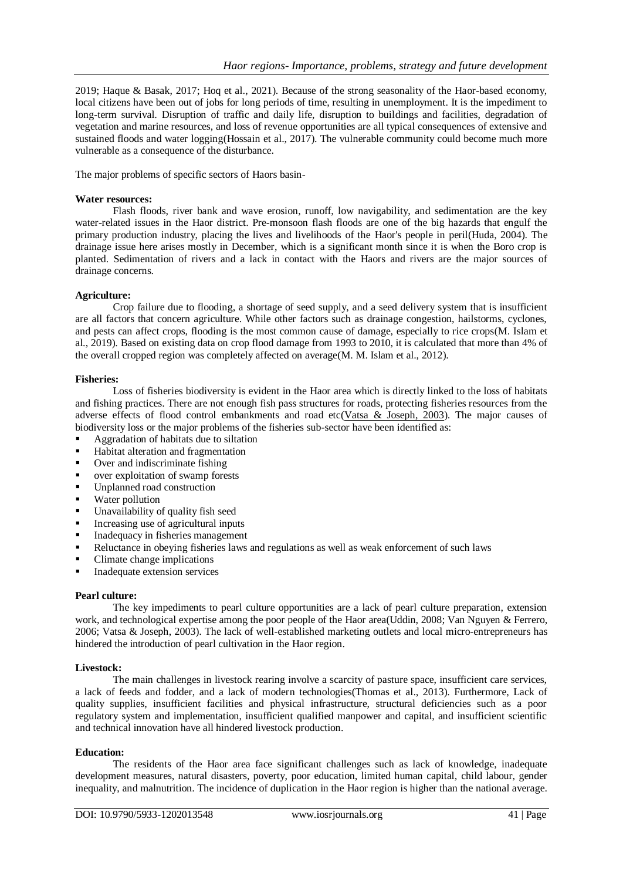2019; Haque & Basak, 2017; Hoq et al., 2021). Because of the strong seasonality of the Haor-based economy, local citizens have been out of jobs for long periods of time, resulting in unemployment. It is the impediment to long-term survival. Disruption of traffic and daily life, disruption to buildings and facilities, degradation of vegetation and marine resources, and loss of revenue opportunities are all typical consequences of extensive and sustained floods and water logging(Hossain et al., 2017). The vulnerable community could become much more vulnerable as a consequence of the disturbance.

The major problems of specific sectors of Haors basin-

**Water resources:**

Flash floods, river bank and wave erosion, runoff, low navigability, and sedimentation are the key water-related issues in the Haor district. Pre-monsoon flash floods are one of the big hazards that engulf the primary production industry, placing the lives and livelihoods of the Haor's people in peril(Huda, 2004). The drainage issue here arises mostly in December, which is a significant month since it is when the Boro crop is planted. Sedimentation of rivers and a lack in contact with the Haors and rivers are the major sources of drainage concerns.

**Agriculture:**

Crop failure due to flooding, a shortage of seed supply, and a seed delivery system that is insufficient are all factors that concern agriculture. While other factors such as drainage congestion, hailstorms, cyclones, and pests can affect crops, flooding is the most common cause of damage, especially to rice crops(M. Islam et al., 2019). Based on existing data on crop flood damage from 1993 to 2010, it is calculated that more than 4% of the overall cropped region was completely affected on average(M. M. Islam et al., 2012).

**Fisheries:**

Loss of fisheries biodiversity is evident in the Haor area which is directly linked to the loss of habitats and fishing practices. There are not enough fish pass structures for roads, protecting fisheries resources from the adverse effects of flood control embankments and road etc(Vatsa & Joseph, 2003). The major causes of biodiversity loss or the major problems of the fisheries sub-sector have been identified as:

- Aggradation of habitats due to siltation
- Habitat alteration and fragmentation
- Over and indiscriminate fishing
- over exploitation of swamp forests
- Unplanned road construction
- Water pollution
- Unavailability of quality fish seed
- Increasing use of agricultural inputs
- Inadequacy in fisheries management
- Reluctance in obeying fisheries laws and regulations as well as weak enforcement of such laws
- Climate change implications
- Inadequate extension services

**Pearl culture:**

The key impediments to pearl culture opportunities are a lack of pearl culture preparation, extension work, and technological expertise among the poor people of the Haor area(Uddin, 2008; Van Nguyen & Ferrero, 2006; Vatsa & Joseph, 2003). The lack of well-established marketing outlets and local micro-entrepreneurs has hindered the introduction of pearl cultivation in the Haor region.

**Livestock:**

The main challenges in livestock rearing involve a scarcity of pasture space, insufficient care services, a lack of feeds and fodder, and a lack of modern technologies(Thomas et al., 2013). Furthermore, Lack of quality supplies, insufficient facilities and physical infrastructure, structural deficiencies such as a poor regulatory system and implementation, insufficient qualified manpower and capital, and insufficient scientific and technical innovation have all hindered livestock production.

**Education:**

The residents of the Haor area face significant challenges such as lack of knowledge, inadequate development measures, natural disasters, poverty, poor education, limited human capital, child labour, gender inequality, and malnutrition. The incidence of duplication in the Haor region is higher than the national average.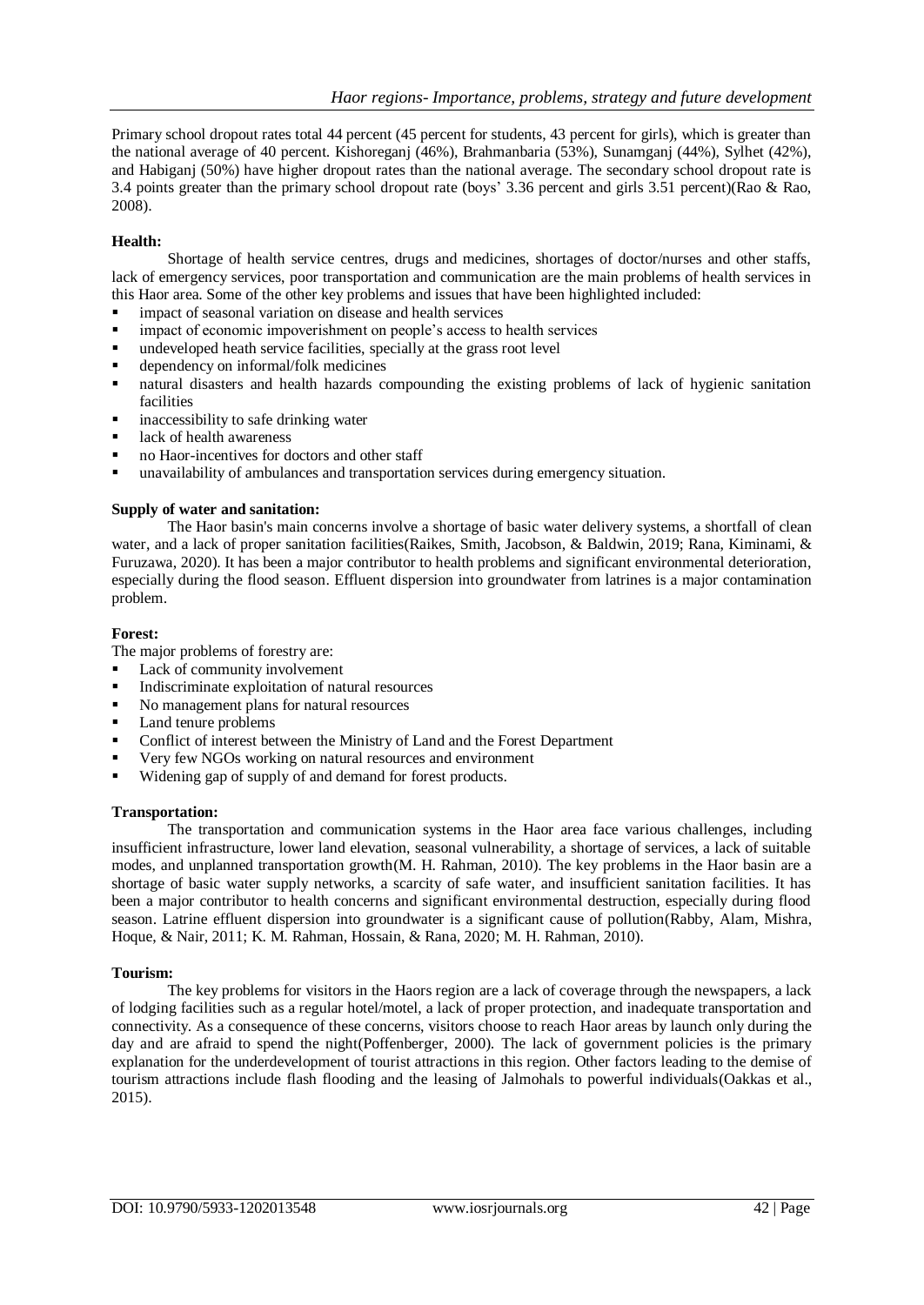Primary school dropout rates total 44 percent (45 percent for students, 43 percent for girls), which is greater than the national average of 40 percent. Kishoreganj (46%), Brahmanbaria (53%), Sunamganj (44%), Sylhet (42%), and Habiganj (50%) have higher dropout rates than the national average. The secondary school dropout rate is 3.4 points greater than the primary school dropout rate (boys' 3.36 percent and girls 3.51 percent)(Rao & Rao, 2008).

**Health:**

Shortage of health service centres, drugs and medicines, shortages of doctor/nurses and other staffs, lack of emergency services, poor transportation and communication are the main problems of health services in this Haor area. Some of the other key problems and issues that have been highlighted included:

- impact of seasonal variation on disease and health services
- impact of economic impoverishment on people's access to health services
- undeveloped heath service facilities, specially at the grass root level
- dependency on informal/folk medicines
- natural disasters and health hazards compounding the existing problems of lack of hygienic sanitation facilities
- inaccessibility to safe drinking water
- lack of health awareness
- no Haor-incentives for doctors and other staff
- unavailability of ambulances and transportation services during emergency situation.

**Supply of water and sanitation:**

The Haor basin's main concerns involve a shortage of basic water delivery systems, a shortfall of clean water, and a lack of proper sanitation facilities(Raikes, Smith, Jacobson, & Baldwin, 2019; Rana, Kiminami, & Furuzawa, 2020). It has been a major contributor to health problems and significant environmental deterioration, especially during the flood season. Effluent dispersion into groundwater from latrines is a major contamination problem.

**Forest:**

The major problems of forestry are:

- Lack of community involvement
- Indiscriminate exploitation of natural resources
- No management plans for natural resources
- Land tenure problems
- Conflict of interest between the Ministry of Land and the Forest Department
- Very few NGOs working on natural resources and environment
- Widening gap of supply of and demand for forest products.

**Transportation:**

The transportation and communication systems in the Haor area face various challenges, including insufficient infrastructure, lower land elevation, seasonal vulnerability, a shortage of services, a lack of suitable modes, and unplanned transportation growth(M. H. Rahman, 2010). The key problems in the Haor basin are a shortage of basic water supply networks, a scarcity of safe water, and insufficient sanitation facilities. It has been a major contributor to health concerns and significant environmental destruction, especially during flood season. Latrine effluent dispersion into groundwater is a significant cause of pollution(Rabby, Alam, Mishra, Hoque, & Nair, 2011; K. M. Rahman, Hossain, & Rana, 2020; M. H. Rahman, 2010).

**Tourism:**

The key problems for visitors in the Haors region are a lack of coverage through the newspapers, a lack of lodging facilities such as a regular hotel/motel, a lack of proper protection, and inadequate transportation and connectivity. As a consequence of these concerns, visitors choose to reach Haor areas by launch only during the day and are afraid to spend the night(Poffenberger, 2000). The lack of government policies is the primary explanation for the underdevelopment of tourist attractions in this region. Other factors leading to the demise of tourism attractions include flash flooding and the leasing of Jalmohals to powerful individuals(Oakkas et al., 2015).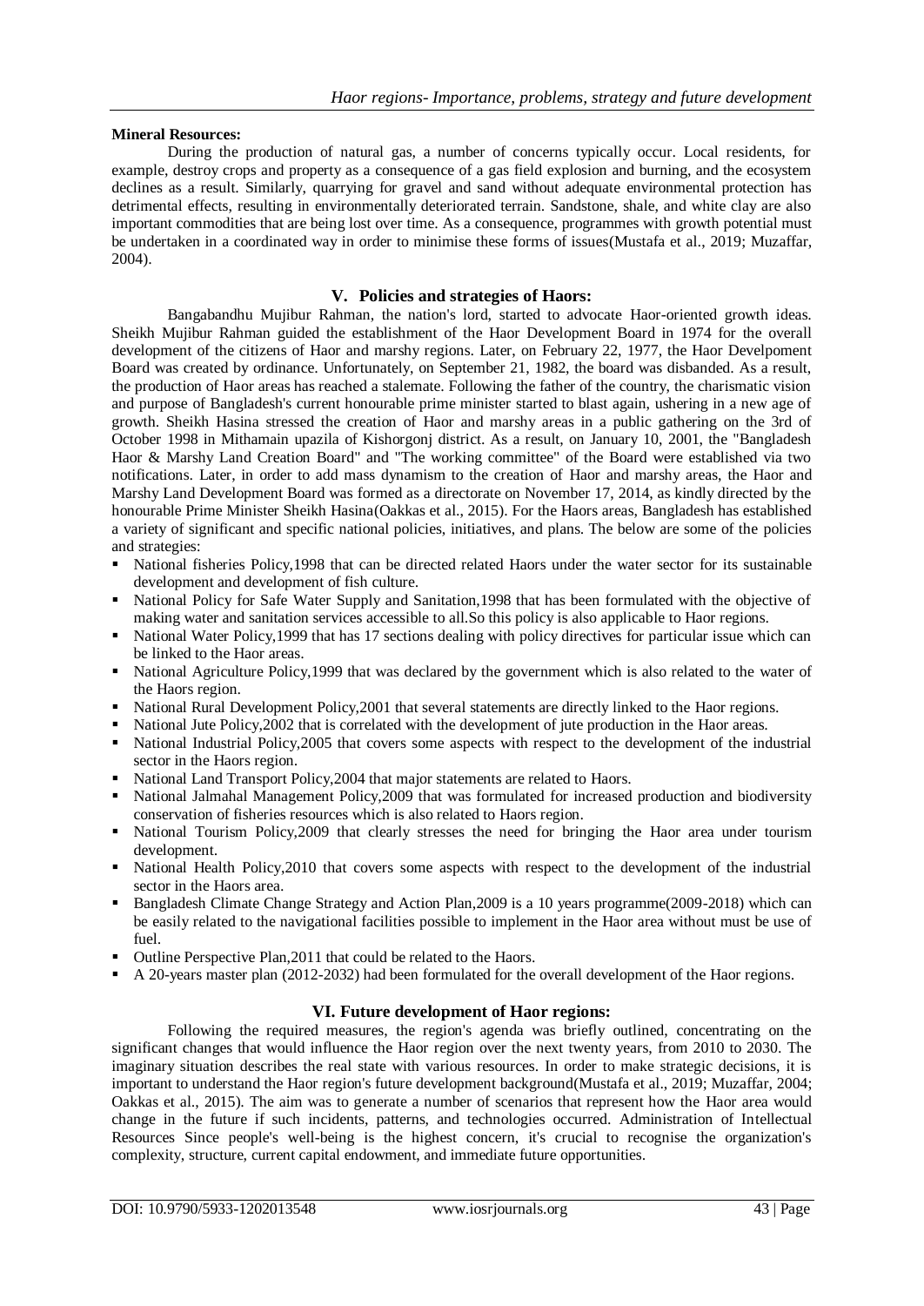**Mineral Resources:**

During the production of natural gas, a number of concerns typically occur. Local residents, for example, destroy crops and property as a consequence of a gas field explosion and burning, and the ecosystem declines as a result. Similarly, quarrying for gravel and sand without adequate environmental protection has detrimental effects, resulting in environmentally deteriorated terrain. Sandstone, shale, and white clay are also important commodities that are being lost over time. As a consequence, programmes with growth potential must be undertaken in a coordinated way in order to minimise these forms of issues(Mustafa et al., 2019; Muzaffar, 2004).

## V. Policies and strategies of Haors:

Bangabandhu Mujibur Rahman, the nation's lord, started to advocate Haor-oriented growth ideas. Sheikh Mujibur Rahman guided the establishment of the Haor Development Board in 1974 for the overall development of the citizens of Haor and marshy regions. Later, on February 22, 1977, the Haor Develpoment Board was created by ordinance. Unfortunately, on September 21, 1982, the board was disbanded. As a result, the production of Haor areas has reached a stalemate. Following the father of the country, the charismatic vision and purpose of Bangladesh's current honourable prime minister started to blast again, ushering in a new age of growth. Sheikh Hasina stressed the creation of Haor and marshy areas in a public gathering on the 3rd of October 1998 in Mithamain upazila of Kishorgonj district. As a result, on January 10, 2001, the "Bangladesh Haor & Marshy Land Creation Board" and "The working committee" of the Board were established via two notifications. Later, in order to add mass dynamism to the creation of Haor and marshy areas, the Haor and Marshy Land Development Board was formed as a directorate on November 17, 2014, as kindly directed by the honourable Prime Minister Sheikh Hasina(Oakkas et al., 2015). For the Haors areas, Bangladesh has established a variety of significant and specific national policies, initiatives, and plans. The below are some of the policies and strategies:

- National fisheries Policy,1998 that can be directed related Haors under the water sector for its sustainable development and development of fish culture.
- National Policy for Safe Water Supply and Sanitation,1998 that has been formulated with the objective of making water and sanitation services accessible to all.So this policy is also applicable to Haor regions.
- National Water Policy,1999 that has 17 sections dealing with policy directives for particular issue which can be linked to the Haor areas.
- National Agriculture Policy,1999 that was declared by the government which is also related to the water of the Haors region.
- National Rural Development Policy,2001 that several statements are directly linked to the Haor regions.
- National Jute Policy,2002 that is correlated with the development of jute production in the Haor areas.
- National Industrial Policy,2005 that covers some aspects with respect to the development of the industrial sector in the Haors region.
- National Land Transport Policy,2004 that major statements are related to Haors.
- National Jalmahal Management Policy,2009 that was formulated for increased production and biodiversity conservation of fisheries resources which is also related to Haors region.
- National Tourism Policy,2009 that clearly stresses the need for bringing the Haor area under tourism development.
- National Health Policy,2010 that covers some aspects with respect to the development of the industrial sector in the Haors area.
- Bangladesh Climate Change Strategy and Action Plan,2009 is a 10 years programme(2009-2018) which can be easily related to the navigational facilities possible to implement in the Haor area without must be use of fuel.
- Outline Perspective Plan,2011 that could be related to the Haors.
- A 20-years master plan (2012-2032) had been formulated for the overall development of the Haor regions.

## VI. Future development of Haor regions:

Following the required measures, the region's agenda was briefly outlined, concentrating on the significant changes that would influence the Haor region over the next twenty years, from 2010 to 2030. The imaginary situation describes the real state with various resources. In order to make strategic decisions, it is important to understand the Haor region's future development background(Mustafa et al., 2019; Muzaffar, 2004; Oakkas et al., 2015). The aim was to generate a number of scenarios that represent how the Haor area would change in the future if such incidents, patterns, and technologies occurred. Administration of Intellectual Resources Since people's well-being is the highest concern, it's crucial to recognise the organization's complexity, structure, current capital endowment, and immediate future opportunities.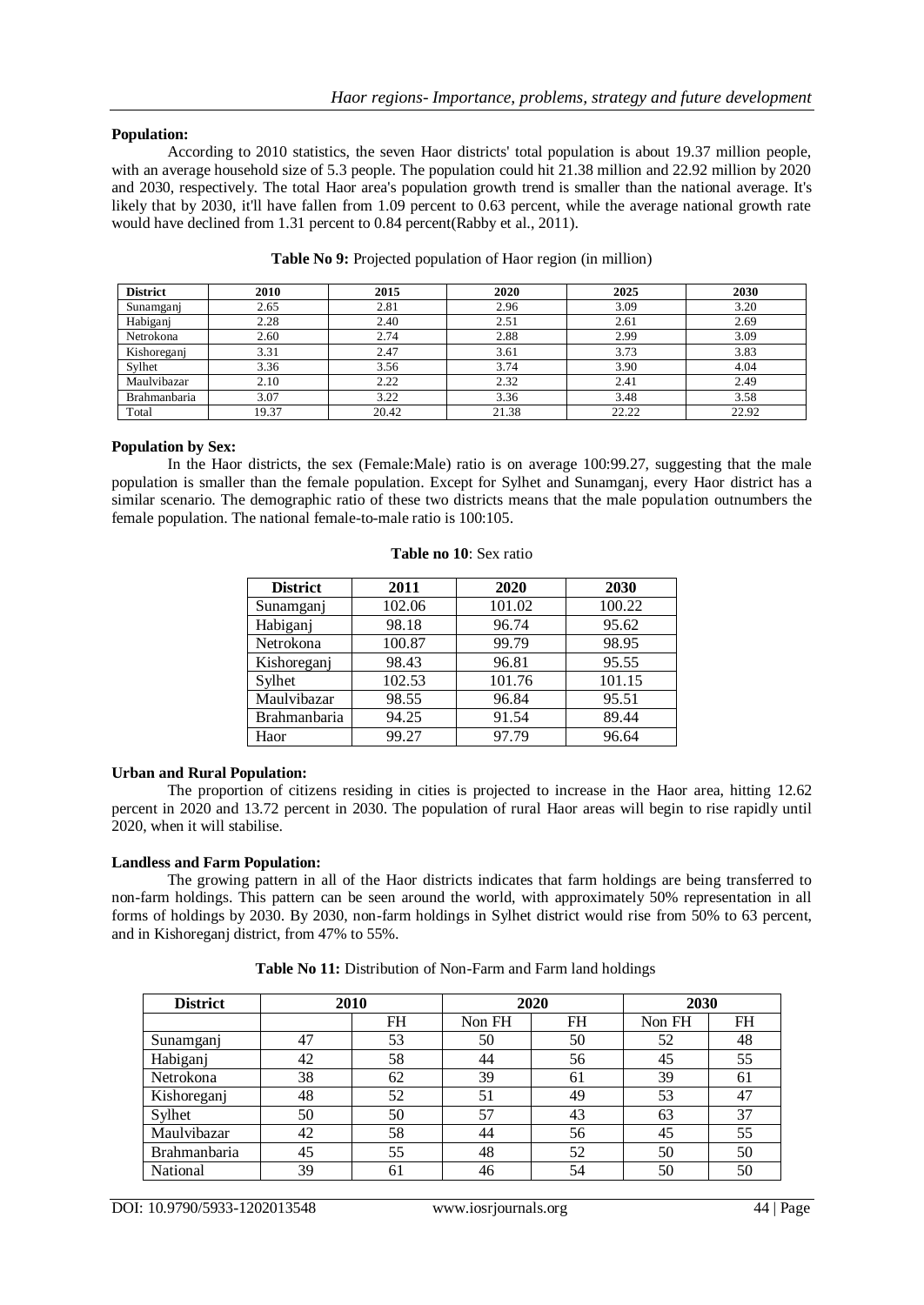**Population:**

According to 2010 statistics, the seven Haor districts' total population is about 19.37 million people, with an average household size of 5.3 people. The population could hit 21.38 million and 22.92 million by 2020 and 2030, respectively. The total Haor area's population growth trend is smaller than the national average. It's likely that by 2030, it'll have fallen from 1.09 percent to 0.63 percent, while the average national growth rate would have declined from 1.31 percent to 0.84 percent(Rabby et al., 2011).

**Table No 9:** Projected population of Haor region (in million)

| District | 2010 | 2015 | 2020 | 2025 | 2030 |
|---|---|---|---|---|---|
| Sunamganj | 2.65 | 2.81 | 2.96 | 3.09 | 3.20 |
| Habiganj | 2.28 | 2.40 | 2.51 | 2.61 | 2.69 |
| Netrokona | 2.60 | 2.74 | 2.88 | 2.99 | 3.09 |
| Kishoreganj | 3.31 | 2.47 | 3.61 | 3.73 | 3.83 |
| Sylhet | 3.36 | 3.56 | 3.74 | 3.90 | 4.04 |
| Maulvibazar | 2.10 | 2.22 | 2.32 | 2.41 | 2.49 |
| Brahmanbaria | 3.07 | 3.22 | 3.36 | 3.48 | 3.58 |
| Total | 19.37 | 20.42 | 21.38 | 22.22 | 22.92 |

**Population by Sex:**

In the Haor districts, the sex (Female:Male) ratio is on average 100:99.27, suggesting that the male population is smaller than the female population. Except for Sylhet and Sunamganj, every Haor district has a similar scenario. The demographic ratio of these two districts means that the male population outnumbers the female population. The national female-to-male ratio is 100:105.

**Table no 10**: Sex ratio

| District | 2011 | 2020 | 2030 |
|---|---|---|---|
| Sunamganj | 102.06 | 101.02 | 100.22 |
| Habiganj | 98.18 | 96.74 | 95.62 |
| Netrokona | 100.87 | 99.79 | 98.95 |
| Kishoreganj | 98.43 | 96.81 | 95.55 |
| Sylhet | 102.53 | 101.76 | 101.15 |
| Maulvibazar | 98.55 | 96.84 | 95.51 |
| Brahmanbaria | 94.25 | 91.54 | 89.44 |
| Haor | 99.27 | 97.79 | 96.64 |

**Urban and Rural Population:**

The proportion of citizens residing in cities is projected to increase in the Haor area, hitting 12.62 percent in 2020 and 13.72 percent in 2030. The population of rural Haor areas will begin to rise rapidly until 2020, when it will stabilise.

**Landless and Farm Population:**

The growing pattern in all of the Haor districts indicates that farm holdings are being transferred to non-farm holdings. This pattern can be seen around the world, with approximately 50% representation in all forms of holdings by 2030. By 2030, non-farm holdings in Sylhet district would rise from 50% to 63 percent, and in Kishoreganj district, from 47% to 55%.

**Table No 11:** Distribution of Non-Farm and Farm land holdings

| District | 2010 | | 2020 | | 2030 | |
|---|---|---|---|---|---|---|
| | | FH | Non FH | FH | Non FH | FH |
| Sunamganj | 47 | 53 | 50 | 50 | 52 | 48 |
| Habiganj | 42 | 58 | 44 | 56 | 45 | 55 |
| Netrokona | 38 | 62 | 39 | 61 | 39 | 61 |
| Kishoreganj | 48 | 52 | 51 | 49 | 53 | 47 |
| Sylhet | 50 | 50 | 57 | 43 | 63 | 37 |
| Maulvibazar | 42 | 58 | 44 | 56 | 45 | 55 |
| Brahmanbaria | 45 | 55 | 48 | 52 | 50 | 50 |
| National | 39 | 61 | 46 | 54 | 50 | 50 |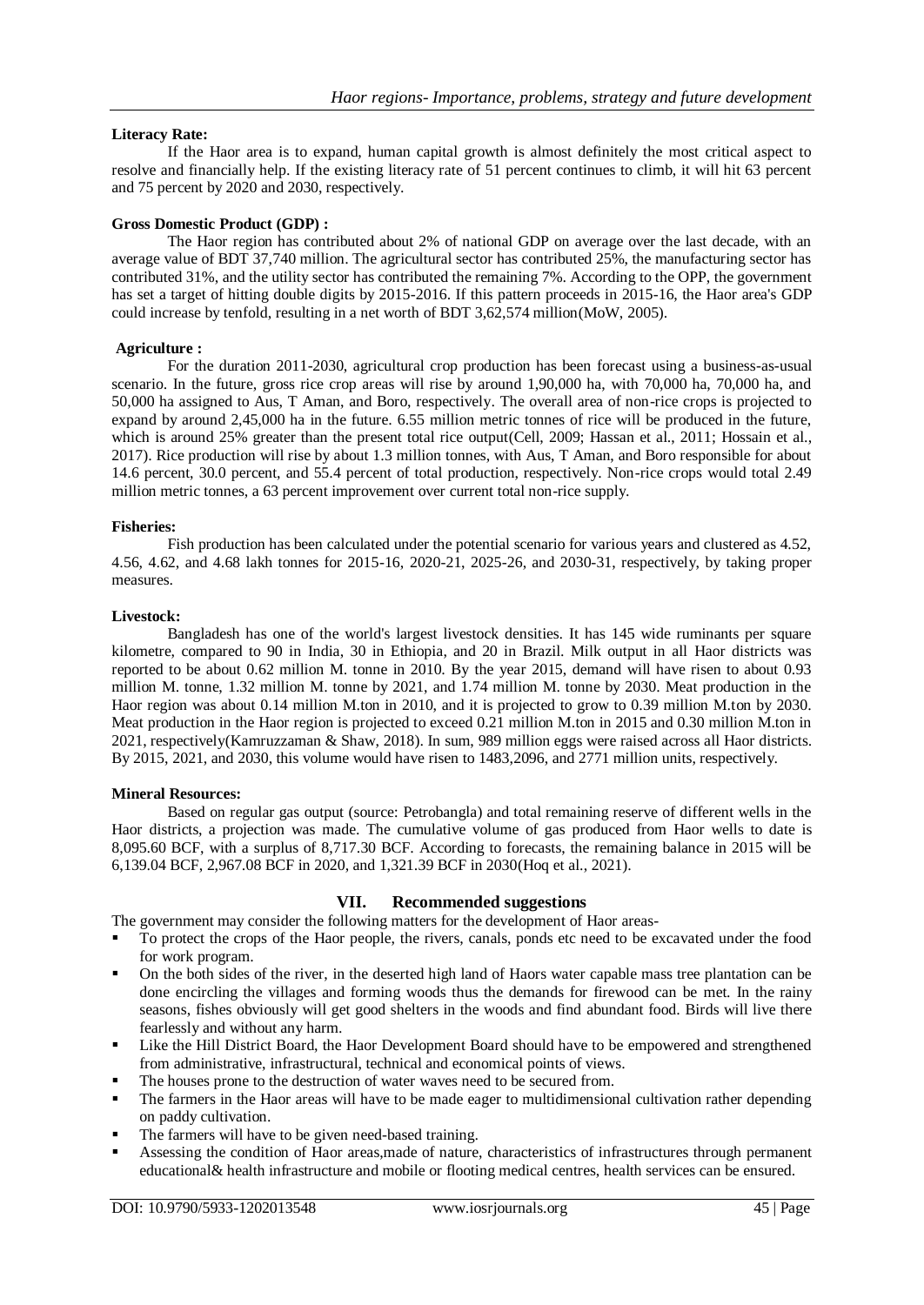**Literacy Rate:**

If the Haor area is to expand, human capital growth is almost definitely the most critical aspect to resolve and financially help. If the existing literacy rate of 51 percent continues to climb, it will hit 63 percent and 75 percent by 2020 and 2030, respectively.

**Gross Domestic Product (GDP) :**

The Haor region has contributed about 2% of national GDP on average over the last decade, with an average value of BDT 37,740 million. The agricultural sector has contributed 25%, the manufacturing sector has contributed 31%, and the utility sector has contributed the remaining 7%. According to the OPP, the government has set a target of hitting double digits by 2015-2016. If this pattern proceeds in 2015-16, the Haor area's GDP could increase by tenfold, resulting in a net worth of BDT 3,62,574 million(MoW, 2005).

**Agriculture :**

For the duration 2011-2030, agricultural crop production has been forecast using a business-as-usual scenario. In the future, gross rice crop areas will rise by around 1,90,000 ha, with 70,000 ha, 70,000 ha, and 50,000 ha assigned to Aus, T Aman, and Boro, respectively. The overall area of non-rice crops is projected to expand by around 2,45,000 ha in the future. 6.55 million metric tonnes of rice will be produced in the future, which is around 25% greater than the present total rice output(Cell, 2009; Hassan et al., 2011; Hossain et al., 2017). Rice production will rise by about 1.3 million tonnes, with Aus, T Aman, and Boro responsible for about 14.6 percent, 30.0 percent, and 55.4 percent of total production, respectively. Non-rice crops would total 2.49 million metric tonnes, a 63 percent improvement over current total non-rice supply.

**Fisheries:**

Fish production has been calculated under the potential scenario for various years and clustered as 4.52, 4.56, 4.62, and 4.68 lakh tonnes for 2015-16, 2020-21, 2025-26, and 2030-31, respectively, by taking proper measures.

**Livestock:**

Bangladesh has one of the world's largest livestock densities. It has 145 wide ruminants per square kilometre, compared to 90 in India, 30 in Ethiopia, and 20 in Brazil. Milk output in all Haor districts was reported to be about 0.62 million M. tonne in 2010. By the year 2015, demand will have risen to about 0.93 million M. tonne, 1.32 million M. tonne by 2021, and 1.74 million M. tonne by 2030. Meat production in the Haor region was about 0.14 million M.ton in 2010, and it is projected to grow to 0.39 million M.ton by 2030. Meat production in the Haor region is projected to exceed 0.21 million M.ton in 2015 and 0.30 million M.ton in 2021, respectively(Kamruzzaman & Shaw, 2018). In sum, 989 million eggs were raised across all Haor districts. By 2015, 2021, and 2030, this volume would have risen to 1483,2096, and 2771 million units, respectively.

**Mineral Resources:**

Based on regular gas output (source: Petrobangla) and total remaining reserve of different wells in the Haor districts, a projection was made. The cumulative volume of gas produced from Haor wells to date is 8,095.60 BCF, with a surplus of 8,717.30 BCF. According to forecasts, the remaining balance in 2015 will be 6,139.04 BCF, 2,967.08 BCF in 2020, and 1,321.39 BCF in 2030(Hoq et al., 2021).

## VII. Recommended suggestions

The government may consider the following matters for the development of Haor areas-

- To protect the crops of the Haor people, the rivers, canals, ponds etc need to be excavated under the food for work program.
- On the both sides of the river, in the deserted high land of Haors water capable mass tree plantation can be done encircling the villages and forming woods thus the demands for firewood can be met. In the rainy seasons, fishes obviously will get good shelters in the woods and find abundant food. Birds will live there fearlessly and without any harm.
- Like the Hill District Board, the Haor Development Board should have to be empowered and strengthened from administrative, infrastructural, technical and economical points of views.
- The houses prone to the destruction of water waves need to be secured from.
- The farmers in the Haor areas will have to be made eager to multidimensional cultivation rather depending on paddy cultivation.
- The farmers will have to be given need-based training.
- Assessing the condition of Haor areas,made of nature, characteristics of infrastructures through permanent educational& health infrastructure and mobile or flooting medical centres, health services can be ensured.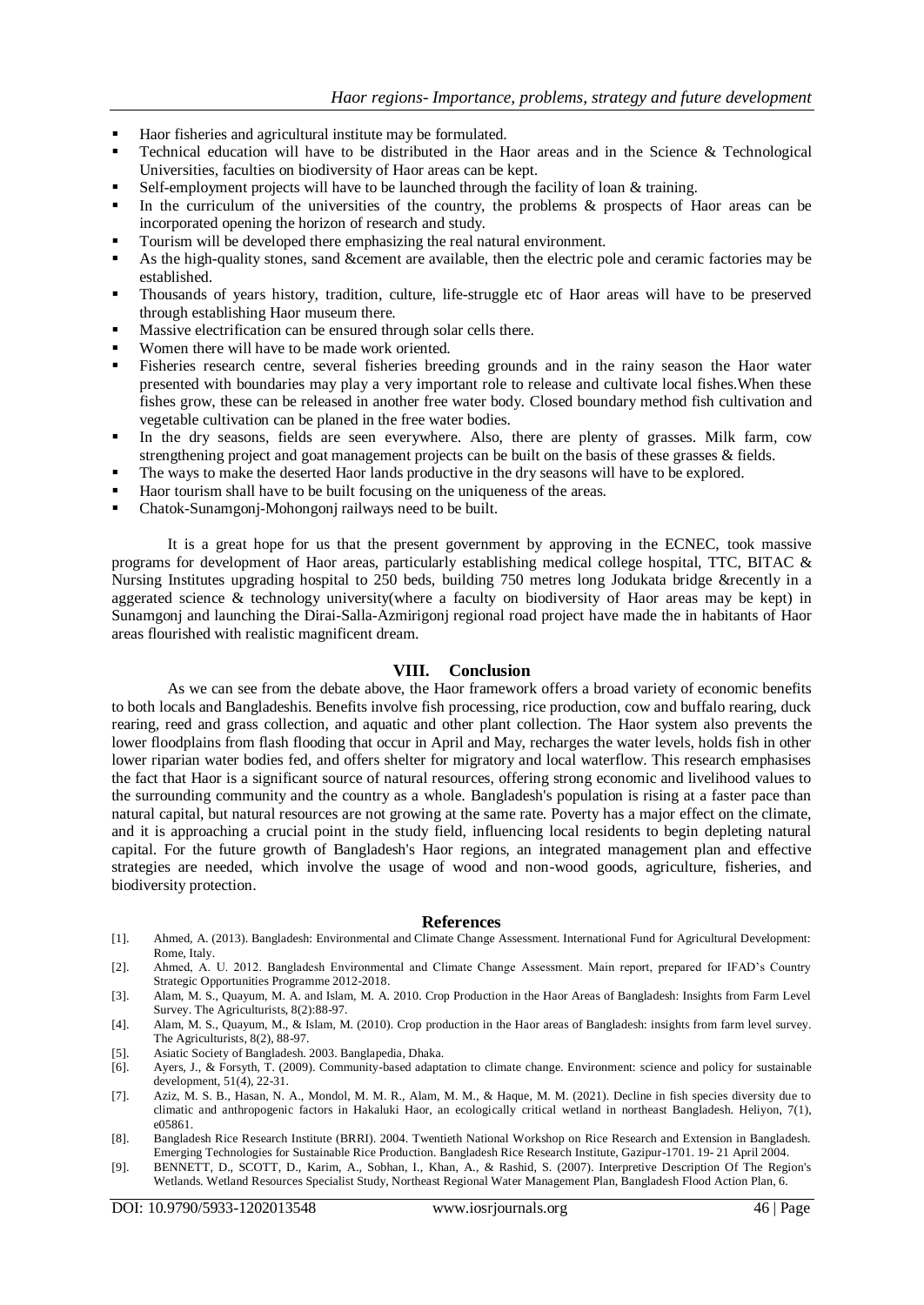- Haor fisheries and agricultural institute may be formulated.
- Technical education will have to be distributed in the Haor areas and in the Science & Technological Universities, faculties on biodiversity of Haor areas can be kept.
- Self-employment projects will have to be launched through the facility of loan & training.
- In the curriculum of the universities of the country, the problems & prospects of Haor areas can be incorporated opening the horizon of research and study.
- Tourism will be developed there emphasizing the real natural environment.
- As the high-quality stones, sand &cement are available, then the electric pole and ceramic factories may be established.
- Thousands of years history, tradition, culture, life-struggle etc of Haor areas will have to be preserved through establishing Haor museum there.
- Massive electrification can be ensured through solar cells there.
- Women there will have to be made work oriented.
- Fisheries research centre, several fisheries breeding grounds and in the rainy season the Haor water presented with boundaries may play a very important role to release and cultivate local fishes.When these fishes grow, these can be released in another free water body. Closed boundary method fish cultivation and vegetable cultivation can be planed in the free water bodies.
- In the dry seasons, fields are seen everywhere. Also, there are plenty of grasses. Milk farm, cow strengthening project and goat management projects can be built on the basis of these grasses & fields.
- The ways to make the deserted Haor lands productive in the dry seasons will have to be explored.
- Haor tourism shall have to be built focusing on the uniqueness of the areas.
- Chatok-Sunamgonj-Mohongonj railways need to be built.

It is a great hope for us that the present government by approving in the ECNEC, took massive programs for development of Haor areas, particularly establishing medical college hospital, TTC, BITAC & Nursing Institutes upgrading hospital to 250 beds, building 750 metres long Jodukata bridge &recently in a aggerated science & technology university(where a faculty on biodiversity of Haor areas may be kept) in Sunamgonj and launching the Dirai-Salla-Azmirigonj regional road project have made the in habitants of Haor areas flourished with realistic magnificent dream.

## VIII. Conclusion

As we can see from the debate above, the Haor framework offers a broad variety of economic benefits to both locals and Bangladeshis. Benefits involve fish processing, rice production, cow and buffalo rearing, duck rearing, reed and grass collection, and aquatic and other plant collection. The Haor system also prevents the lower floodplains from flash flooding that occur in April and May, recharges the water levels, holds fish in other lower riparian water bodies fed, and offers shelter for migratory and local waterflow. This research emphasises the fact that Haor is a significant source of natural resources, offering strong economic and livelihood values to the surrounding community and the country as a whole. Bangladesh's population is rising at a faster pace than natural capital, but natural resources are not growing at the same rate. Poverty has a major effect on the climate, and it is approaching a crucial point in the study field, influencing local residents to begin depleting natural capital. For the future growth of Bangladesh's Haor regions, an integrated management plan and effective strategies are needed, which involve the usage of wood and non-wood goods, agriculture, fisheries, and biodiversity protection.

## References

[1]. Ahmed, A. (2013). Bangladesh: Environmental and Climate Change Assessment. International Fund for Agricultural Development: Rome, Italy.

[2]. Ahmed, A. U. 2012. Bangladesh Environmental and Climate Change Assessment. Main report, prepared for IFAD's Country Strategic Opportunities Programme 2012-2018.

[3]. Alam, M. S., Quayum, M. A. and Islam, M. A. 2010. Crop Production in the Haor Areas of Bangladesh: Insights from Farm Level Survey. The Agriculturists, 8(2):88-97.

[4]. Alam, M. S., Quayum, M., & Islam, M. (2010). Crop production in the Haor areas of Bangladesh: insights from farm level survey. The Agriculturists, 8(2), 88-97.

[5]. Asiatic Society of Bangladesh. 2003. Banglapedia, Dhaka.

[6]. Ayers, J., & Forsyth, T. (2009). Community-based adaptation to climate change. Environment: science and policy for sustainable development, 51(4), 22-31.

[7]. Aziz, M. S. B., Hasan, N. A., Mondol, M. M. R., Alam, M. M., & Haque, M. M. (2021). Decline in fish species diversity due to climatic and anthropogenic factors in Hakaluki Haor, an ecologically critical wetland in northeast Bangladesh. Heliyon, 7(1), e05861.

[8]. Bangladesh Rice Research Institute (BRRI). 2004. Twentieth National Workshop on Rice Research and Extension in Bangladesh. Emerging Technologies for Sustainable Rice Production. Bangladesh Rice Research Institute, Gazipur-1701. 19- 21 April 2004.

[9]. BENNETT, D., SCOTT, D., Karim, A., Sobhan, I., Khan, A., & Rashid, S. (2007). Interpretive Description Of The Region's Wetlands. Wetland Resources Specialist Study, Northeast Regional Water Management Plan, Bangladesh Flood Action Plan, 6.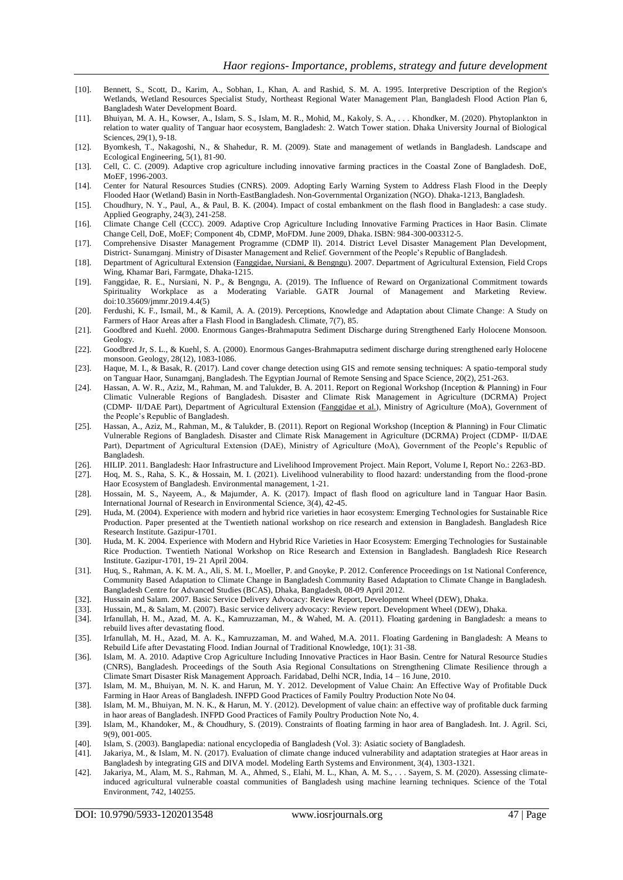[10]. Bennett, S., Scott, D., Karim, A., Sobhan, I., Khan, A. and Rashid, S. M. A. 1995. Interpretive Description of the Region's Wetlands, Wetland Resources Specialist Study, Northeast Regional Water Management Plan, Bangladesh Flood Action Plan 6, Bangladesh Water Development Board.

[11]. Bhuiyan, M. A. H., Kowser, A., Islam, S. S., Islam, M. R., Mohid, M., Kakoly, S. A., . . . Khondker, M. (2020). Phytoplankton in relation to water quality of Tanguar haor ecosystem, Bangladesh: 2. Watch Tower station. Dhaka University Journal of Biological Sciences, 29(1), 9-18.

[12]. Byomkesh, T., Nakagoshi, N., & Shahedur, R. M. (2009). State and management of wetlands in Bangladesh. Landscape and Ecological Engineering, 5(1), 81-90.

[13]. Cell, C. C. (2009). Adaptive crop agriculture including innovative farming practices in the Coastal Zone of Bangladesh. DoE, MoEF, 1996-2003.

[14]. Center for Natural Resources Studies (CNRS). 2009. Adopting Early Warning System to Address Flash Flood in the Deeply Flooded Haor (Wetland) Basin in North-EastBangladesh. Non-Governmental Organization (NGO). Dhaka-1213, Bangladesh.

[15]. Choudhury, N. Y., Paul, A., & Paul, B. K. (2004). Impact of costal embankment on the flash flood in Bangladesh: a case study. Applied Geography, 24(3), 241-258.

[16]. Climate Change Cell (CCC). 2009. Adaptive Crop Agriculture Including Innovative Farming Practices in Haor Basin. Climate Change Cell, DoE, MoEF; Component 4b, CDMP, MoFDM. June 2009, Dhaka. ISBN: 984-300-003312-5.

[17]. Comprehensive Disaster Management Programme (CDMP ll). 2014. District Level Disaster Management Plan Development, District- Sunamganj. Ministry of Disaster Management and Relief. Government of the People's Republic of Bangladesh.

[18]. Department of Agricultural Extension (Fanggidae, Nursiani, & Bengngu). 2007. Department of Agricultural Extension, Field Crops Wing, Khamar Bari, Farmgate, Dhaka-1215.

[19]. Fanggidae, R. E., Nursiani, N. P., & Bengngu, A. (2019). The Influence of Reward on Organizational Commitment towards Spirituality Workplace as a Moderating Variable. GATR Journal of Management and Marketing Review. doi:10.35609/jmmr.2019.4.4(5)

[20]. Ferdushi, K. F., Ismail, M., & Kamil, A. A. (2019). Perceptions, Knowledge and Adaptation about Climate Change: A Study on Farmers of Haor Areas after a Flash Flood in Bangladesh. Climate, 7(7), 85.

[21]. Goodbred and Kuehl. 2000. Enormous Ganges-Brahmaputra Sediment Discharge during Strengthened Early Holocene Monsoon. Geology.

[22]. Goodbred Jr, S. L., & Kuehl, S. A. (2000). Enormous Ganges-Brahmaputra sediment discharge during strengthened early Holocene monsoon. Geology, 28(12), 1083-1086.

[23]. Haque, M. I., & Basak, R. (2017). Land cover change detection using GIS and remote sensing techniques: A spatio-temporal study on Tanguar Haor, Sunamganj, Bangladesh. The Egyptian Journal of Remote Sensing and Space Science, 20(2), 251-263.

[24]. Hassan, A. W. R., Aziz, M., Rahman, M. and Talukder, B. A. 2011. Report on Regional Workshop (Inception & Planning) in Four Climatic Vulnerable Regions of Bangladesh. Disaster and Climate Risk Management in Agriculture (DCRMA) Project (CDMP- II/DAE Part), Department of Agricultural Extension (Fanggidae et al.), Ministry of Agriculture (MoA), Government of the People's Republic of Bangladesh.

[25]. Hassan, A., Aziz, M., Rahman, M., & Talukder, B. (2011). Report on Regional Workshop (Inception & Planning) in Four Climatic Vulnerable Regions of Bangladesh. Disaster and Climate Risk Management in Agriculture (DCRMA) Project (CDMP- II/DAE Part), Department of Agricultural Extension (DAE), Ministry of Agriculture (MoA), Government of the People's Republic of Bangladesh.

[26]. HILIP. 2011. Bangladesh: Haor Infrastructure and Livelihood Improvement Project. Main Report, Volume I, Report No.: 2263-BD.

[27]. Hoq, M. S., Raha, S. K., & Hossain, M. I. (2021). Livelihood vulnerability to flood hazard: understanding from the flood-prone Haor Ecosystem of Bangladesh. Environmental management, 1-21.

[28]. Hossain, M. S., Nayeem, A., & Majumder, A. K. (2017). Impact of flash flood on agriculture land in Tanguar Haor Basin. International Journal of Research in Environmental Science, 3(4), 42-45.

[29]. Huda, M. (2004). Experience with modern and hybrid rice varieties in haor ecosystem: Emerging Technologies for Sustainable Rice Production. Paper presented at the Twentieth national workshop on rice research and extension in Bangladesh. Bangladesh Rice Research Institute. Gazipur-1701.

[30]. Huda, M. K. 2004. Experience with Modern and Hybrid Rice Varieties in Haor Ecosystem: Emerging Technologies for Sustainable Rice Production. Twentieth National Workshop on Rice Research and Extension in Bangladesh. Bangladesh Rice Research Institute. Gazipur-1701, 19- 21 April 2004.

[31]. Huq, S., Rahman, A. K. M. A., Ali, S. M. I., Moeller, P. and Gnoyke, P. 2012. Conference Proceedings on 1st National Conference, Community Based Adaptation to Climate Change in Bangladesh Community Based Adaptation to Climate Change in Bangladesh. Bangladesh Centre for Advanced Studies (BCAS), Dhaka, Bangladesh, 08-09 April 2012.

[32]. Hussain and Salam. 2007. Basic Service Delivery Advocacy: Review Report, Development Wheel (DEW), Dhaka.

[33]. Hussain, M., & Salam, M. (2007). Basic service delivery advocacy: Review report. Development Wheel (DEW), Dhaka.

[34]. Irfanullah, H. M., Azad, M. A. K., Kamruzzaman, M., & Wahed, M. A. (2011). Floating gardening in Bangladesh: a means to rebuild lives after devastating flood.

[35]. Irfanullah, M. H., Azad, M. A. K., Kamruzzaman, M. and Wahed, M.A. 2011. Floating Gardening in Bangladesh: A Means to Rebuild Life after Devastating Flood. Indian Journal of Traditional Knowledge, 10(1): 31-38.

[36]. Islam, M. A. 2010. Adaptive Crop Agriculture Including Innovative Practices in Haor Basin. Centre for Natural Resource Studies (CNRS), Bangladesh. Proceedings of the South Asia Regional Consultations on Strengthening Climate Resilience through a Climate Smart Disaster Risk Management Approach. Faridabad, Delhi NCR, India, 14 – 16 June, 2010.

[37]. Islam, M. M., Bhuiyan, M. N. K. and Harun, M. Y. 2012. Development of Value Chain: An Effective Way of Profitable Duck Farming in Haor Areas of Bangladesh. INFPD Good Practices of Family Poultry Production Note No 04.

[38]. Islam, M. M., Bhuiyan, M. N. K., & Harun, M. Y. (2012). Development of value chain: an effective way of profitable duck farming in haor areas of Bangladesh. INFPD Good Practices of Family Poultry Production Note No, 4.

[39]. Islam, M., Khandoker, M., & Choudhury, S. (2019). Constraints of floating farming in haor area of Bangladesh. Int. J. Agril. Sci, 9(9), 001-005.

[40]. Islam, S. (2003). Banglapedia: national encyclopedia of Bangladesh (Vol. 3): Asiatic society of Bangladesh.

[41]. Jakariya, M., & Islam, M. N. (2017). Evaluation of climate change induced vulnerability and adaptation strategies at Haor areas in Bangladesh by integrating GIS and DIVA model. Modeling Earth Systems and Environment, 3(4), 1303-1321.

[42]. Jakariya, M., Alam, M. S., Rahman, M. A., Ahmed, S., Elahi, M. L., Khan, A. M. S., . . . Sayem, S. M. (2020). Assessing climate-induced agricultural vulnerable coastal communities of Bangladesh using machine learning techniques. Science of the Total Environment, 742, 140255.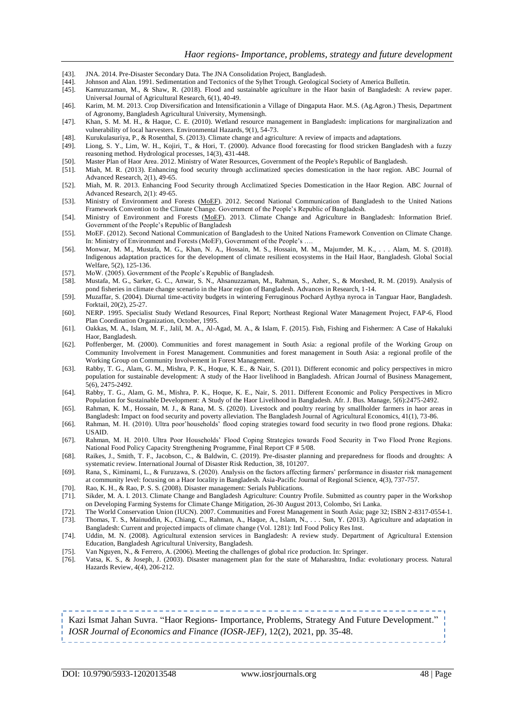[43]. JNA. 2014. Pre-Disaster Secondary Data. The JNA Consolidation Project, Bangladesh.

[44]. Johnson and Alan. 1991. Sedimentation and Tectonics of the Sylhet Trough. Geological Society of America Bulletin.

[45]. Kamruzzaman, M., & Shaw, R. (2018). Flood and sustainable agriculture in the Haor basin of Bangladesh: A review paper. Universal Journal of Agricultural Research, 6(1), 40-49.

[46]. Karim, M. M. 2013. Crop Diversification and Intensificationin a Village of Dingaputa Haor. M.S. (Ag.Agron.) Thesis, Department of Agronomy, Bangladesh Agricultural University, Mymensingh.

[47]. Khan, S. M. M. H., & Haque, C. E. (2010). Wetland resource management in Bangladesh: implications for marginalization and vulnerability of local harvesters. Environmental Hazards, 9(1), 54-73.

[48]. Kurukulasuriya, P., & Rosenthal, S. (2013). Climate change and agriculture: A review of impacts and adaptations.

[49]. Liong, S. Y., Lim, W. H., Kojiri, T., & Hori, T. (2000). Advance flood forecasting for flood stricken Bangladesh with a fuzzy reasoning method. Hydrological processes, 14(3), 431-448.

[50]. Master Plan of Haor Area. 2012. Ministry of Water Resources, Government of the People's Republic of Bangladesh.

[51]. Miah, M. R. (2013). Enhancing food security through acclimatized species domestication in the haor region. ABC Journal of Advanced Research, 2(1), 49-65.

[52]. Miah, M. R. 2013. Enhancing Food Security through Acclimatized Species Domestication in the Haor Region. ABC Journal of Advanced Research, 2(1): 49-65.

[53]. Ministry of Environment and Forests (MoEF). 2012. Second National Communication of Bangladesh to the United Nations Framework Convention to the Climate Change. Government of the People's Republic of Bangladesh.

[54]. Ministry of Environment and Forests (MoEF). 2013. Climate Change and Agriculture in Bangladesh: Information Brief. Government of the People's Republic of Bangladesh

[55]. MoEF. (2012). Second National Communication of Bangladesh to the United Nations Framework Convention on Climate Change. In: Ministry of Environment and Forests (MoEF), Government of the People's ….

[56]. Monwar, M. M., Mustafa, M. G., Khan, N. A., Hossain, M. S., Hossain, M. M., Majumder, M. K., . . . Alam, M. S. (2018). Indigenous adaptation practices for the development of climate resilient ecosystems in the Hail Haor, Bangladesh. Global Social Welfare, 5(2), 125-136.

[57]. MoW. (2005). Government of the People's Republic of Bangladesh.

[58]. Mustafa, M. G., Sarker, G. C., Anwar, S. N., Ahsanuzzaman, M., Rahman, S., Azher, S., & Morshed, R. M. (2019). Analysis of pond fisheries in climate change scenario in the Haor region of Bangladesh. Advances in Research, 1-14.

[59]. Muzaffar, S. (2004). Diurnal time-activity budgets in wintering Ferruginous Pochard Aythya nyroca in Tanguar Haor, Bangladesh. Forktail, 20(2), 25-27.

[60]. NERP. 1995. Specialist Study Wetland Resources, Final Report; Northeast Regional Water Management Project, FAP-6, Flood Plan Coordination Organization, October, 1995.

[61]. Oakkas, M. A., Islam, M. F., Jalil, M. A., Al-Agad, M. A., & Islam, F. (2015). Fish, Fishing and Fishermen: A Case of Hakaluki Haor, Bangladesh.

[62]. Poffenberger, M. (2000). Communities and forest management in South Asia: a regional profile of the Working Group on Community Involvement in Forest Management. Communities and forest management in South Asia: a regional profile of the Working Group on Community Involvement in Forest Management.

[63]. Rabby, T. G., Alam, G. M., Mishra, P. K., Hoque, K. E., & Nair, S. (2011). Different economic and policy perspectives in micro population for sustainable development: A study of the Haor livelihood in Bangladesh. African Journal of Business Management, 5(6), 2475-2492.

[64]. Rabby, T. G., Alam, G. M., Mishra, P. K., Hoque, K. E., Nair, S. 2011. Different Economic and Policy Perspectives in Micro Population for Sustainable Development: A Study of the Haor Livelihood in Bangladesh. Afr. J. Bus. Manage, 5(6):2475-2492.

[65]. Rahman, K. M., Hossain, M. J., & Rana, M. S. (2020). Livestock and poultry rearing by smallholder farmers in haor areas in Bangladesh: Impact on food security and poverty alleviation. The Bangladesh Journal of Agricultural Economics, 41(1), 73-86.

[66]. Rahman, M. H. (2010). Ultra poor'households' flood coping strategies toward food security in two flood prone regions. Dhaka: USAID.

[67]. Rahman, M. H. 2010. Ultra Poor Households' Flood Coping Strategies towards Food Security in Two Flood Prone Regions. National Food Policy Capacity Strengthening Programme, Final Report CF # 5/08.

[68]. Raikes, J., Smith, T. F., Jacobson, C., & Baldwin, C. (2019). Pre-disaster planning and preparedness for floods and droughts: A systematic review. International Journal of Disaster Risk Reduction, 38, 101207.

[69]. Rana, S., Kiminami, L., & Furuzawa, S. (2020). Analysis on the factors affecting farmers' performance in disaster risk management at community level: focusing on a Haor locality in Bangladesh. Asia-Pacific Journal of Regional Science, 4(3), 737-757.

[70]. Rao, K. H., & Rao, P. S. S. (2008). Disaster management: Serials Publications.

[71]. Sikder, M. A. I. 2013. Climate Change and Bangladesh Agriculture: Country Profile. Submitted as country paper in the Workshop on Developing Farming Systems for Climate Change Mitigation, 26-30 August 2013, Colombo, Sri Lanka.

[72]. The World Conservation Union (IUCN). 2007. Communities and Forest Management in South Asia; page 32; ISBN 2-8317-0554-1.

[73]. Thomas, T. S., Mainuddin, K., Chiang, C., Rahman, A., Haque, A., Islam, N., . . . Sun, Y. (2013). Agriculture and adaptation in Bangladesh: Current and projected impacts of climate change (Vol. 1281): Intl Food Policy Res Inst.

[74]. Uddin, M. N. (2008). Agricultural extension services in Bangladesh: A review study. Department of Agricultural Extension Education, Bangladesh Agricultural University, Bangladesh.

[75]. Van Nguyen, N., & Ferrero, A. (2006). Meeting the challenges of global rice production. In: Springer.

[76]. Vatsa, K. S., & Joseph, J. (2003). Disaster management plan for the state of Maharashtra, India: evolutionary process. Natural Hazards Review, 4(4), 206-212.

Kazi Ismat Jahan Suvra. "Haor Regions- Importance, Problems, Strategy And Future Development." *IOSR Journal of Economics and Finance (IOSR-JEF)*, 12(2), 2021, pp. 35-48.